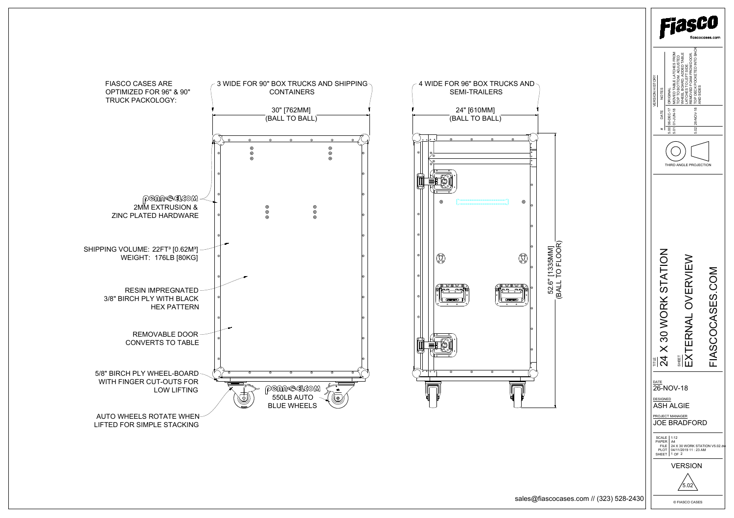FIASCO CASES ARE OPTIMIZED FOR 96" & 90" TRUCK PACKOLOGY:

3 WIDE FOR 90" BOX TRUCKS AND SHIPPING CONTAINERS

30" [762MM] (BALL TO BALL)

4 WIDE FOR 96" BOX TRUCKS AND SEMI-TRAILERS

24" [610MM] (BALL TO BALL)

52.6" [1335MM] (BALL TO FLOOR)

PENN-ELCOM 2MM EXTRUSION & ZINC PLATED HARDWARE

SHIPPING VOLUME: 22FT³ [0.62M³]
WEIGHT: 176LB [80KG]

RESIN IMPREGNATED 3/8" BIRCH PLY WITH BLACK HEX PATTERN

REMOVABLE DOOR CONVERTS TO TABLE

5/8" BIRCH PLY WHEEL-BOARD WITH FINGER CUT-OUTS FOR LOW LIFTING

PENN-ELCOM 550LB AUTO BLUE WHEELS

AUTO WHEELS ROTATE WHEN LIFTED FOR SIMPLE STACKING

sales@fiascocases.com // (323) 528-2430

**Fiasco**
fiascocases.com

VERSION HISTORY

| # | DATE | NOTES |
|---|---|---|
| 5.00 | 06-DEC-17 | ORIGINAL |
| 5.01 | 01-JUN-18 | MOVED TABLE LATCHES FROM TOP TO BOTTOM, ADJUSTED WHEEL BOARD, ADDED TABLE LATCHES TO LEFT SIDE, REMOVED FOAM FROM DOOR |
| 5.02 | 26-NOV-18 | TOP DECK POCKETED INTO BACK AND SIDES |

THIRD ANGLE PROJECTION

TITLE: 24 X 30 WORK STATION

SHEET: EXTERNAL OVERVIEW

FIASCOCASES.COM

DATE: 26-NOV-18

DESIGNED: ASH ALGIE

PROJECT MANAGER: JOE BRADFORD

| | |
|---|---|
| SCALE | 1:12 |
| PAPER | A4 |
| FILE | 24 X 30 WORK STATION V5.02.dw |
| PLOT | 04/11/2019 11 : 23 AM |
| SHEET | 1 OF 2 |

VERSION 5.02

© FIASCO CASES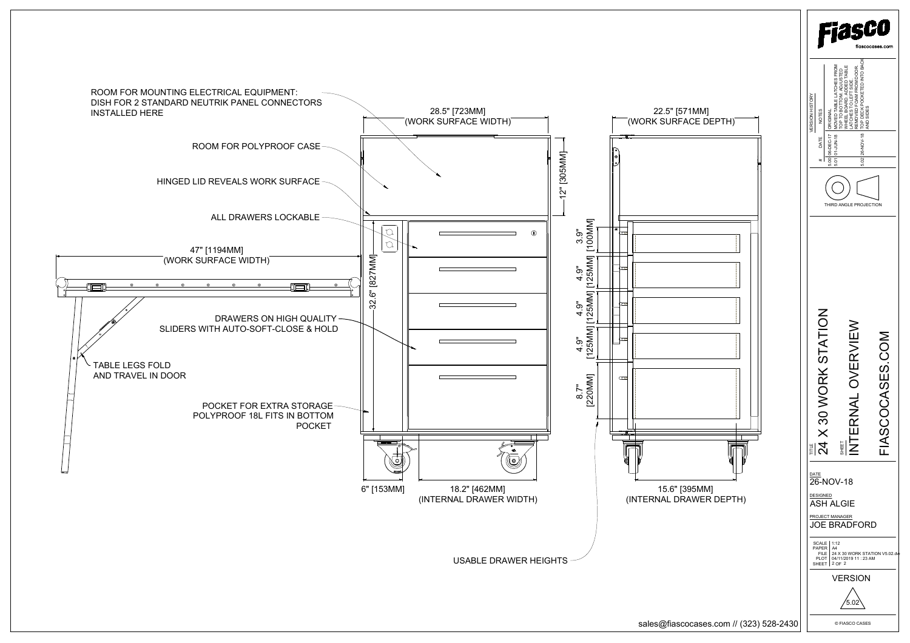ROOM FOR MOUNTING ELECTRICAL EQUIPMENT:
DISH FOR 2 STANDARD NEUTRIK PANEL CONNECTORS
INSTALLED HERE

ROOM FOR POLYPROOF CASE

HINGED LID REVEALS WORK SURFACE

ALL DRAWERS LOCKABLE

DRAWERS ON HIGH QUALITY
SLIDERS WITH AUTO-SOFT-CLOSE & HOLD

TABLE LEGS FOLD
AND TRAVEL IN DOOR

POCKET FOR EXTRA STORAGE
POLYPROOF 18L FITS IN BOTTOM
POCKET

USABLE DRAWER HEIGHTS

28.5" [723MM]
(WORK SURFACE WIDTH)

22.5" [571MM]
(WORK SURFACE DEPTH)

47" [1194MM]
(WORK SURFACE WIDTH)

12" [305MM]

32.6" [827MM]

3.9" [100MM]

4.9" [125MM]

4.9" [125MM]

4.9" [125MM]

8.7" [220MM]

6" [153MM]

18.2" [462MM]
(INTERNAL DRAWER WIDTH)

15.6" [395MM]
(INTERNAL DRAWER DEPTH)

sales@fiascocases.com // (323) 528-2430

# Fiasco

fiascocases.com

VERSION HISTORY

| # | DATE | NOTES |
|---|---|---|
| 5.00 | 06-DEC-17 | ORIGINAL |
| 5.01 | 01-JUN-18 | MOVED TABLE LATCHES FROM TOP TO BOTTOM, ADJUSTED WHEEL BOARD, ADDED TABLE LATCHES TO LEFT SIDE, REMOVED FOAM FROM DOOR |
| 5.02 | 26-NOV-18 | TOP DECK POCKETED INTO BACK AND SIDES |

THIRD ANGLE PROJECTION

TITLE
24 X 30 WORK STATION

SHEET
INTERNAL OVERVIEW

FIASCOCASES.COM

DATE
26-NOV-18

DESIGNED
ASH ALGIE

PROJECT MANAGER
JOE BRADFORD

| | |
|---|---|
| SCALE | 1:12 |
| PAPER | A4 |
| FILE | 24 X 30 WORK STATION V5.02.dw |
| PLOT | 04/11/2019 11 : 23 AM |
| SHEET | 2 OF 2 |

VERSION

5.02

© FIASCO CASES